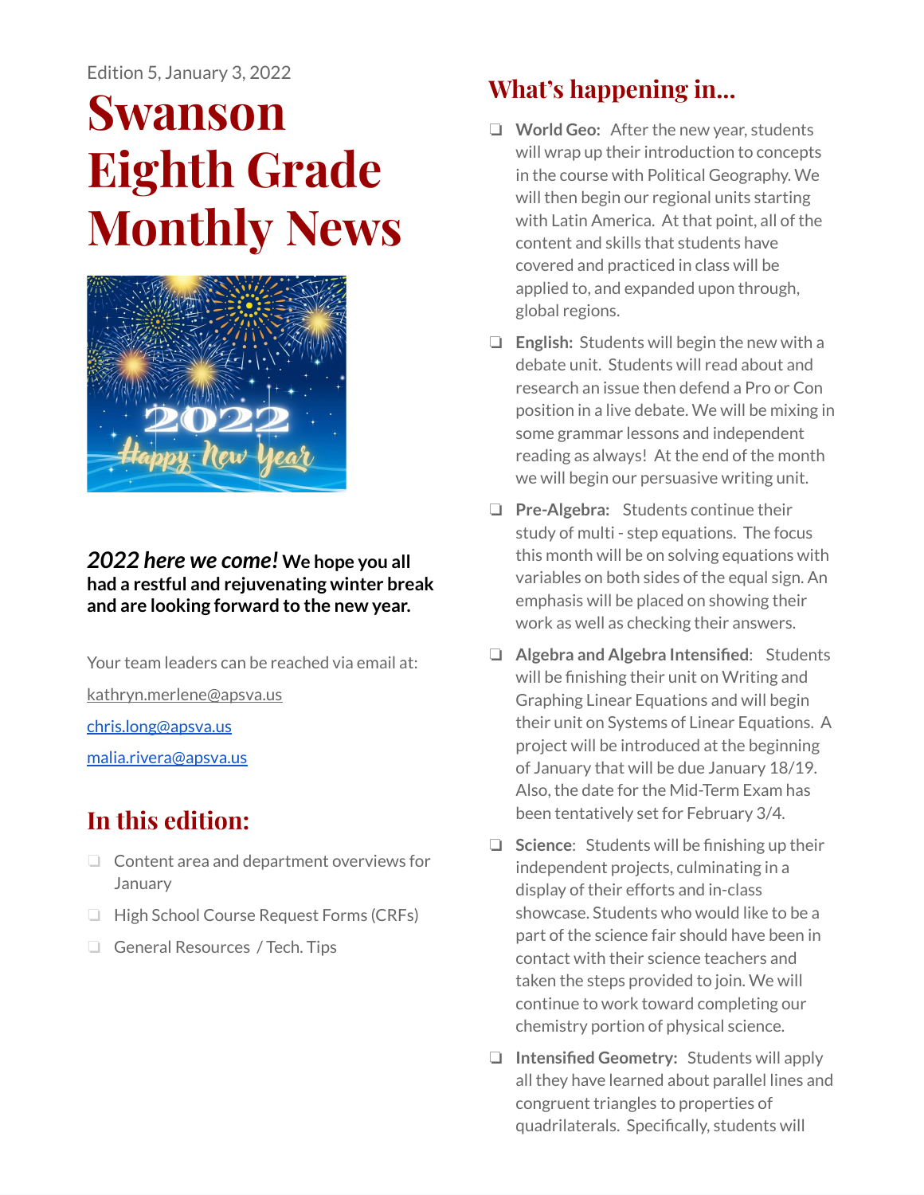Edition 5, January 3, 2022

# Swanson Eighth Grade Monthly News

***2022 here we come!*** **We hope you all had a restful and rejuvenating winter break and are looking forward to the new year.**

Your team leaders can be reached via email at:

kathryn.merlene@apsva.us

chris.long@apsva.us

malia.rivera@apsva.us

## In this edition:

- Content area and department overviews for January
- High School Course Request Forms (CRFs)
- General Resources / Tech. Tips

## What's happening in...

- **World Geo:** After the new year, students will wrap up their introduction to concepts in the course with Political Geography. We will then begin our regional units starting with Latin America. At that point, all of the content and skills that students have covered and practiced in class will be applied to, and expanded upon through, global regions.
- **English:** Students will begin the new with a debate unit. Students will read about and research an issue then defend a Pro or Con position in a live debate. We will be mixing in some grammar lessons and independent reading as always! At the end of the month we will begin our persuasive writing unit.
- **Pre-Algebra:** Students continue their study of multi - step equations. The focus this month will be on solving equations with variables on both sides of the equal sign. An emphasis will be placed on showing their work as well as checking their answers.
- **Algebra and Algebra Intensified**: Students will be finishing their unit on Writing and Graphing Linear Equations and will begin their unit on Systems of Linear Equations. A project will be introduced at the beginning of January that will be due January 18/19. Also, the date for the Mid-Term Exam has been tentatively set for February 3/4.
- **Science**: Students will be finishing up their independent projects, culminating in a display of their efforts and in-class showcase. Students who would like to be a part of the science fair should have been in contact with their science teachers and taken the steps provided to join. We will continue to work toward completing our chemistry portion of physical science.
- **Intensified Geometry:** Students will apply all they have learned about parallel lines and congruent triangles to properties of quadrilaterals. Specifically, students will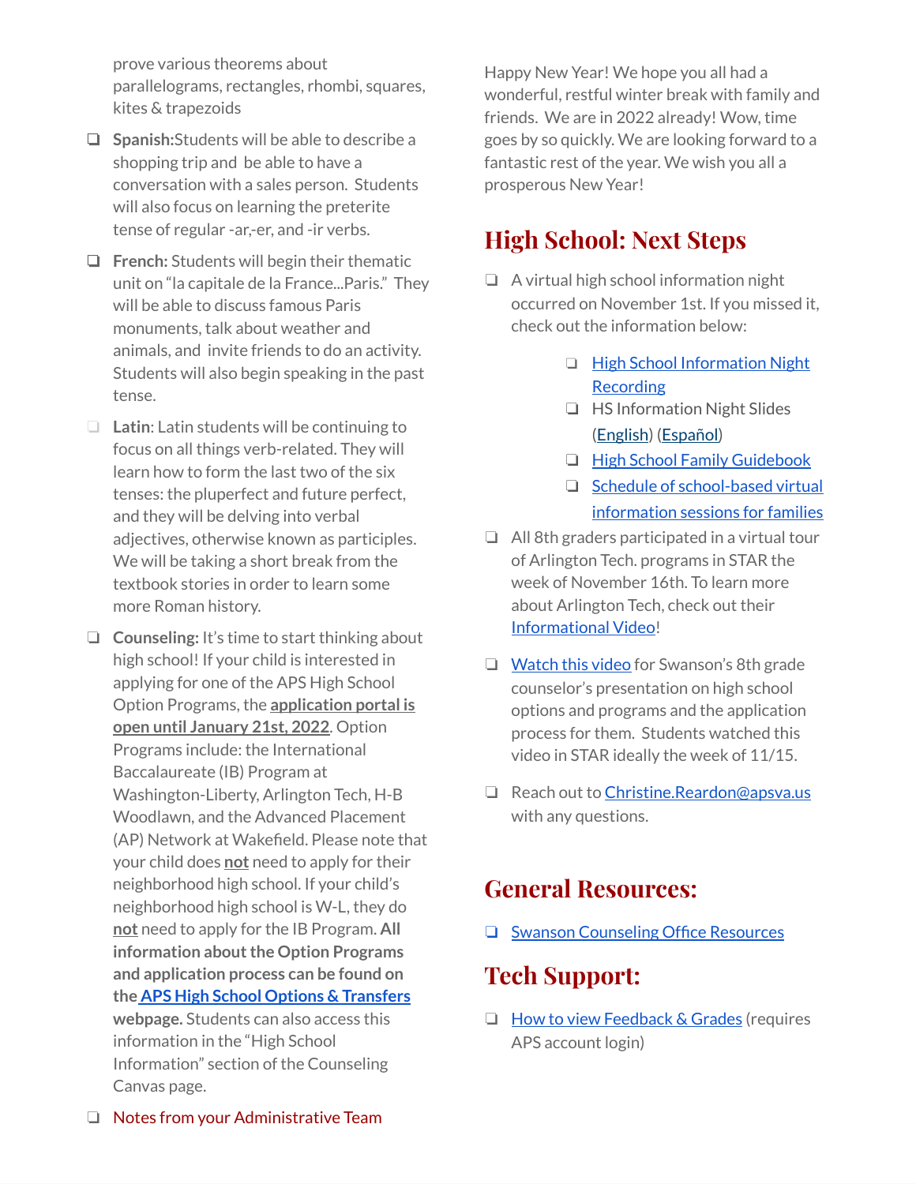prove various theorems about parallelograms, rectangles, rhombi, squares, kites & trapezoids

- **Spanish:**Students will be able to describe a shopping trip and be able to have a conversation with a sales person. Students will also focus on learning the preterite tense of regular -ar,-er, and -ir verbs.
- **French:** Students will begin their thematic unit on "la capitale de la France...Paris." They will be able to discuss famous Paris monuments, talk about weather and animals, and invite friends to do an activity. Students will also begin speaking in the past tense.
- **Latin**: Latin students will be continuing to focus on all things verb-related. They will learn how to form the last two of the six tenses: the pluperfect and future perfect, and they will be delving into verbal adjectives, otherwise known as participles. We will be taking a short break from the textbook stories in order to learn some more Roman history.
- **Counseling:** It's time to start thinking about high school! If your child is interested in applying for one of the APS High School Option Programs, the **application portal is open until January 21st, 2022**. Option Programs include: the International Baccalaureate (IB) Program at Washington-Liberty, Arlington Tech, H-B Woodlawn, and the Advanced Placement (AP) Network at Wakefield. Please note that your child does **not** need to apply for their neighborhood high school. If your child's neighborhood high school is W-L, they do **not** need to apply for the IB Program. **All information about the Option Programs and application process can be found on the APS High School Options & Transfers webpage.** Students can also access this information in the "High School Information" section of the Counseling Canvas page.
- Notes from your Administrative Team

Happy New Year! We hope you all had a wonderful, restful winter break with family and friends. We are in 2022 already! Wow, time goes by so quickly. We are looking forward to a fantastic rest of the year. We wish you all a prosperous New Year!

## High School: Next Steps

- A virtual high school information night occurred on November 1st. If you missed it, check out the information below:
  - High School Information Night Recording
  - HS Information Night Slides (English) (Español)
  - High School Family Guidebook
  - Schedule of school-based virtual information sessions for families
- All 8th graders participated in a virtual tour of Arlington Tech. programs in STAR the week of November 16th. To learn more about Arlington Tech, check out their Informational Video!
- Watch this video for Swanson's 8th grade counselor's presentation on high school options and programs and the application process for them. Students watched this video in STAR ideally the week of 11/15.
- Reach out to Christine.Reardon@apsva.us with any questions.

## General Resources:

- Swanson Counseling Office Resources

## Tech Support:

- How to view Feedback & Grades (requires APS account login)